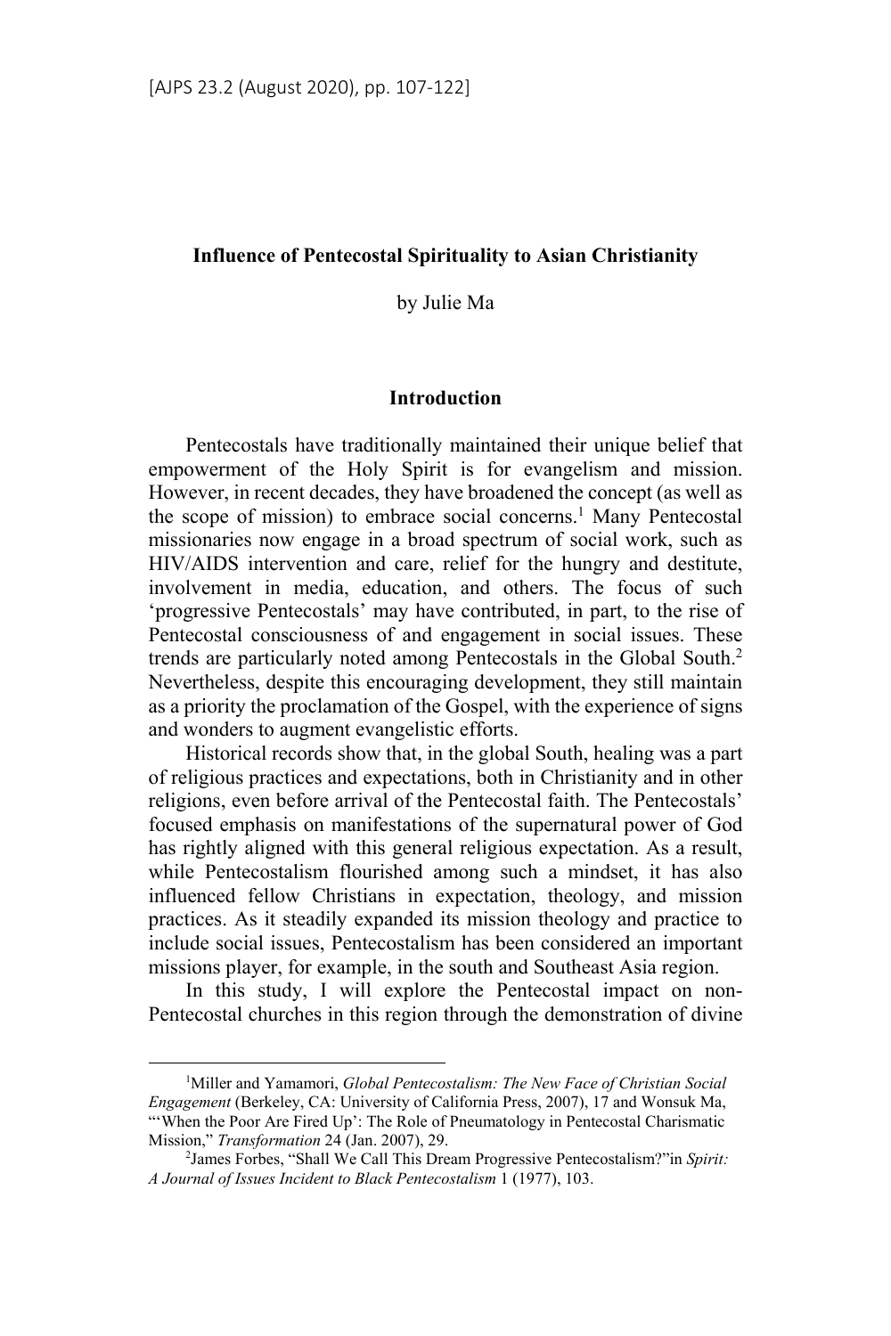# Influence of Pentecostal Spirituality to Asian Christianity

by Julie Ma

## Introduction

Pentecostals have traditionally maintained their unique belief that empowerment of the Holy Spirit is for evangelism and mission. However, in recent decades, they have broadened the concept (as well as the scope of mission) to embrace social concerns.[1] Many Pentecostal missionaries now engage in a broad spectrum of social work, such as HIV/AIDS intervention and care, relief for the hungry and destitute, involvement in media, education, and others. The focus of such 'progressive Pentecostals' may have contributed, in part, to the rise of Pentecostal consciousness of and engagement in social issues. These trends are particularly noted among Pentecostals in the Global South.[2] Nevertheless, despite this encouraging development, they still maintain as a priority the proclamation of the Gospel, with the experience of signs and wonders to augment evangelistic efforts.

Historical records show that, in the global South, healing was a part of religious practices and expectations, both in Christianity and in other religions, even before arrival of the Pentecostal faith. The Pentecostals' focused emphasis on manifestations of the supernatural power of God has rightly aligned with this general religious expectation. As a result, while Pentecostalism flourished among such a mindset, it has also influenced fellow Christians in expectation, theology, and mission practices. As it steadily expanded its mission theology and practice to include social issues, Pentecostalism has been considered an important missions player, for example, in the south and Southeast Asia region.

In this study, I will explore the Pentecostal impact on non-Pentecostal churches in this region through the demonstration of divine

---

[1] Miller and Yamamori, *Global Pentecostalism: The New Face of Christian Social Engagement* (Berkeley, CA: University of California Press, 2007), 17 and Wonsuk Ma, "'When the Poor Are Fired Up': The Role of Pneumatology in Pentecostal Charismatic Mission," *Transformation* 24 (Jan. 2007), 29.

[2] James Forbes, "Shall We Call This Dream Progressive Pentecostalism?" in *Spirit: A Journal of Issues Incident to Black Pentecostalism* 1 (1977), 103.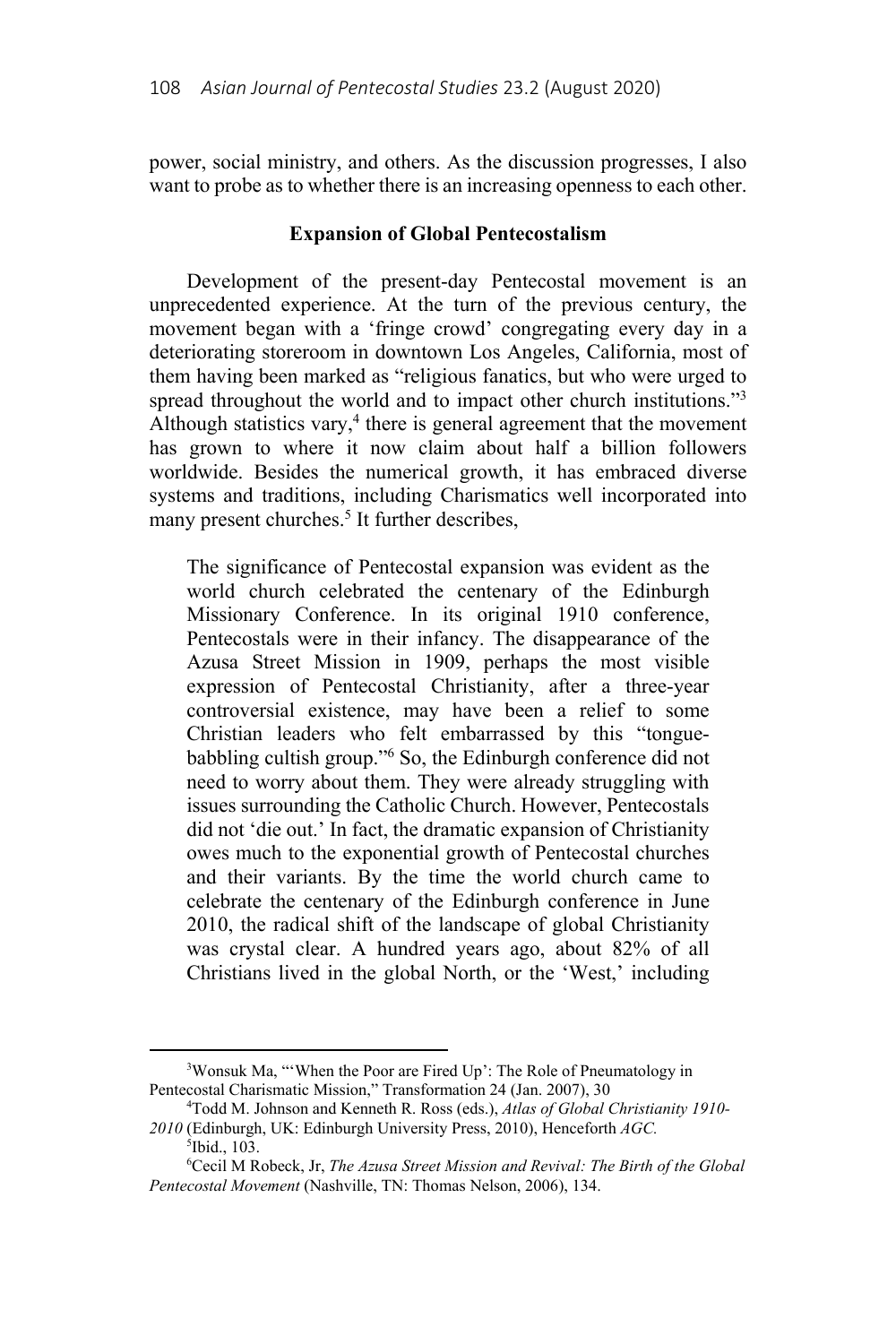power, social ministry, and others. As the discussion progresses, I also want to probe as to whether there is an increasing openness to each other.

## Expansion of Global Pentecostalism

Development of the present-day Pentecostal movement is an unprecedented experience. At the turn of the previous century, the movement began with a 'fringe crowd' congregating every day in a deteriorating storeroom in downtown Los Angeles, California, most of them having been marked as "religious fanatics, but who were urged to spread throughout the world and to impact other church institutions."[3] Although statistics vary,[4] there is general agreement that the movement has grown to where it now claim about half a billion followers worldwide. Besides the numerical growth, it has embraced diverse systems and traditions, including Charismatics well incorporated into many present churches.[5] It further describes,

> The significance of Pentecostal expansion was evident as the world church celebrated the centenary of the Edinburgh Missionary Conference. In its original 1910 conference, Pentecostals were in their infancy. The disappearance of the Azusa Street Mission in 1909, perhaps the most visible expression of Pentecostal Christianity, after a three-year controversial existence, may have been a relief to some Christian leaders who felt embarrassed by this "tongue-babbling cultish group."[6] So, the Edinburgh conference did not need to worry about them. They were already struggling with issues surrounding the Catholic Church. However, Pentecostals did not 'die out.' In fact, the dramatic expansion of Christianity owes much to the exponential growth of Pentecostal churches and their variants. By the time the world church came to celebrate the centenary of the Edinburgh conference in June 2010, the radical shift of the landscape of global Christianity was crystal clear. A hundred years ago, about 82% of all Christians lived in the global North, or the 'West,' including

---

[3] Wonsuk Ma, "'When the Poor are Fired Up': The Role of Pneumatology in Pentecostal Charismatic Mission," Transformation 24 (Jan. 2007), 30

[4] Todd M. Johnson and Kenneth R. Ross (eds.), *Atlas of Global Christianity 1910-2010* (Edinburgh, UK: Edinburgh University Press, 2010), Henceforth *AGC.*

[5] Ibid., 103.

[6] Cecil M Robeck, Jr, *The Azusa Street Mission and Revival: The Birth of the Global Pentecostal Movement* (Nashville, TN: Thomas Nelson, 2006), 134.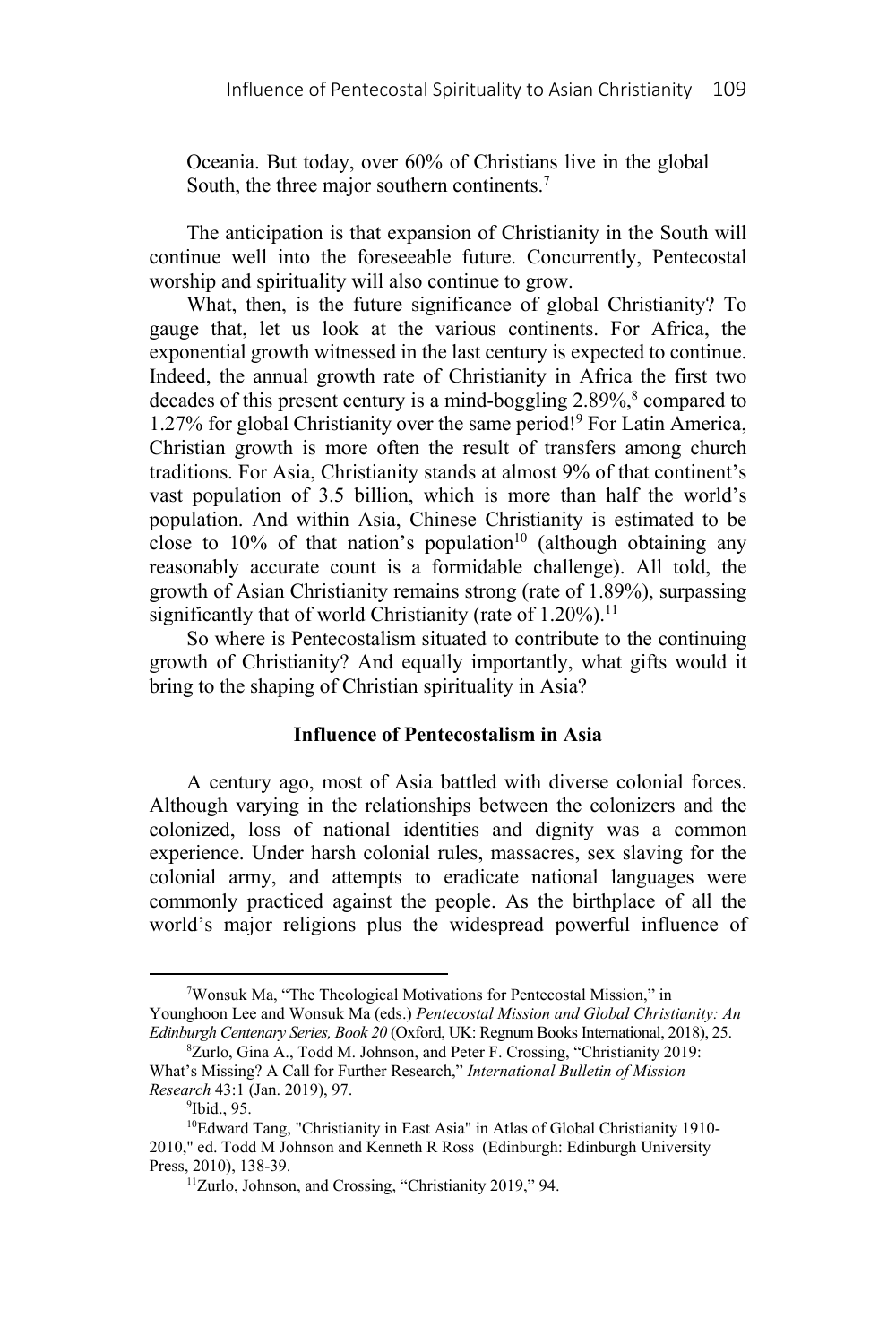Oceania. But today, over 60% of Christians live in the global South, the three major southern continents.[7]

The anticipation is that expansion of Christianity in the South will continue well into the foreseeable future. Concurrently, Pentecostal worship and spirituality will also continue to grow.

What, then, is the future significance of global Christianity? To gauge that, let us look at the various continents. For Africa, the exponential growth witnessed in the last century is expected to continue. Indeed, the annual growth rate of Christianity in Africa the first two decades of this present century is a mind-boggling 2.89%,[8] compared to 1.27% for global Christianity over the same period![9] For Latin America, Christian growth is more often the result of transfers among church traditions. For Asia, Christianity stands at almost 9% of that continent's vast population of 3.5 billion, which is more than half the world's population. And within Asia, Chinese Christianity is estimated to be close to 10% of that nation's population[10] (although obtaining any reasonably accurate count is a formidable challenge). All told, the growth of Asian Christianity remains strong (rate of 1.89%), surpassing significantly that of world Christianity (rate of 1.20%).[11]

So where is Pentecostalism situated to contribute to the continuing growth of Christianity? And equally importantly, what gifts would it bring to the shaping of Christian spirituality in Asia?

### Influence of Pentecostalism in Asia

A century ago, most of Asia battled with diverse colonial forces. Although varying in the relationships between the colonizers and the colonized, loss of national identities and dignity was a common experience. Under harsh colonial rules, massacres, sex slaving for the colonial army, and attempts to eradicate national languages were commonly practiced against the people. As the birthplace of all the world's major religions plus the widespread powerful influence of

---

[7] Wonsuk Ma, "The Theological Motivations for Pentecostal Mission," in Younghoon Lee and Wonsuk Ma (eds.) *Pentecostal Mission and Global Christianity: An Edinburgh Centenary Series, Book 20* (Oxford, UK: Regnum Books International, 2018), 25.

[8] Zurlo, Gina A., Todd M. Johnson, and Peter F. Crossing, "Christianity 2019: What's Missing? A Call for Further Research," *International Bulletin of Mission Research* 43:1 (Jan. 2019), 97.

[9] Ibid., 95.

[10] Edward Tang, "Christianity in East Asia" in Atlas of Global Christianity 1910-2010," ed. Todd M Johnson and Kenneth R Ross (Edinburgh: Edinburgh University Press, 2010), 138-39.

[11] Zurlo, Johnson, and Crossing, "Christianity 2019," 94.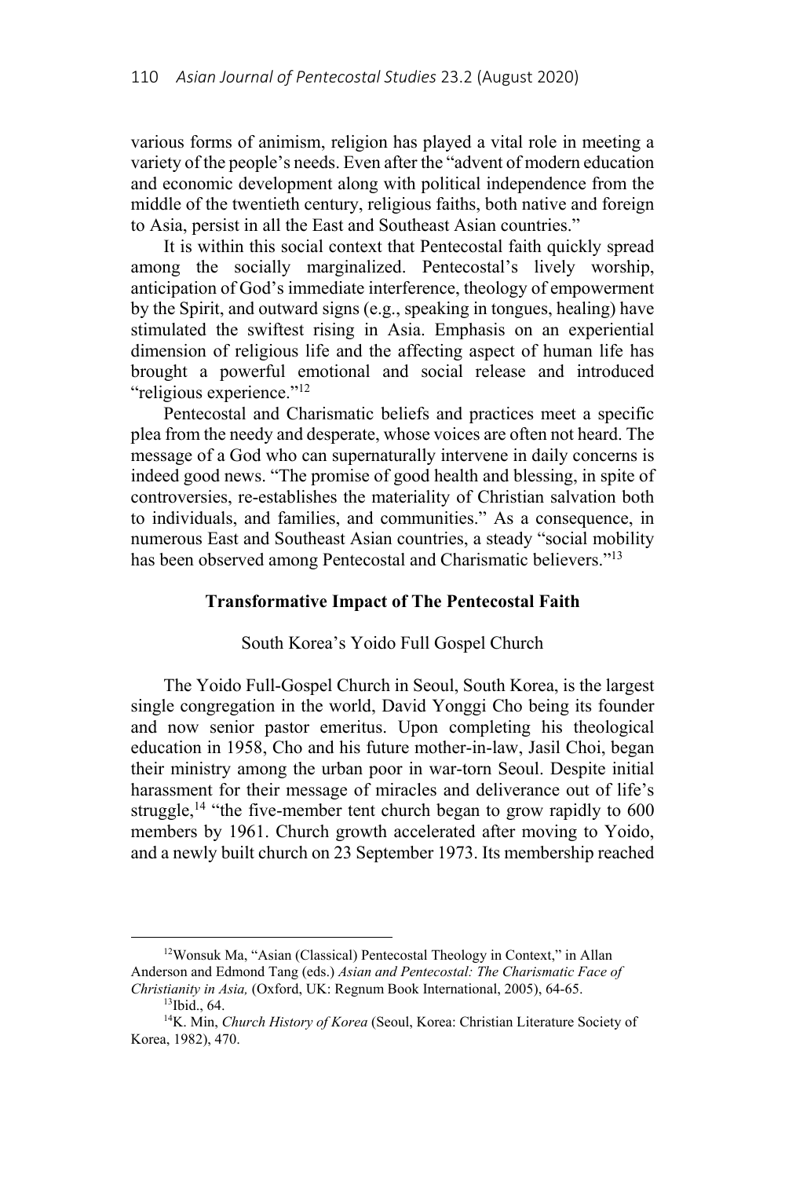various forms of animism, religion has played a vital role in meeting a variety of the people's needs. Even after the "advent of modern education and economic development along with political independence from the middle of the twentieth century, religious faiths, both native and foreign to Asia, persist in all the East and Southeast Asian countries."

It is within this social context that Pentecostal faith quickly spread among the socially marginalized. Pentecostal's lively worship, anticipation of God's immediate interference, theology of empowerment by the Spirit, and outward signs (e.g., speaking in tongues, healing) have stimulated the swiftest rising in Asia. Emphasis on an experiential dimension of religious life and the affecting aspect of human life has brought a powerful emotional and social release and introduced "religious experience."[12]

Pentecostal and Charismatic beliefs and practices meet a specific plea from the needy and desperate, whose voices are often not heard. The message of a God who can supernaturally intervene in daily concerns is indeed good news. "The promise of good health and blessing, in spite of controversies, re-establishes the materiality of Christian salvation both to individuals, and families, and communities." As a consequence, in numerous East and Southeast Asian countries, a steady "social mobility has been observed among Pentecostal and Charismatic believers."[13]

## Transformative Impact of The Pentecostal Faith

### South Korea's Yoido Full Gospel Church

The Yoido Full-Gospel Church in Seoul, South Korea, is the largest single congregation in the world, David Yonggi Cho being its founder and now senior pastor emeritus. Upon completing his theological education in 1958, Cho and his future mother-in-law, Jasil Choi, began their ministry among the urban poor in war-torn Seoul. Despite initial harassment for their message of miracles and deliverance out of life's struggle,[14] "the five-member tent church began to grow rapidly to 600 members by 1961. Church growth accelerated after moving to Yoido, and a newly built church on 23 September 1973. Its membership reached

---

[12] Wonsuk Ma, "Asian (Classical) Pentecostal Theology in Context," in Allan Anderson and Edmond Tang (eds.) *Asian and Pentecostal: The Charismatic Face of Christianity in Asia,* (Oxford, UK: Regnum Book International, 2005), 64-65.

[13] Ibid., 64.

[14] K. Min, *Church History of Korea* (Seoul, Korea: Christian Literature Society of Korea, 1982), 470.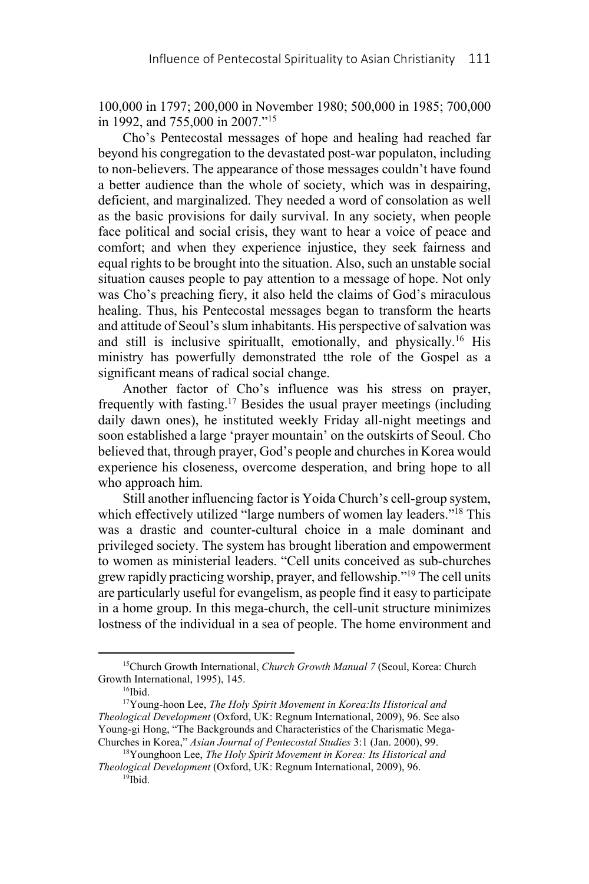100,000 in 1797; 200,000 in November 1980; 500,000 in 1985; 700,000 in 1992, and 755,000 in 2007."[15]

Cho's Pentecostal messages of hope and healing had reached far beyond his congregation to the devastated post-war populaton, including to non-believers. The appearance of those messages couldn't have found a better audience than the whole of society, which was in despairing, deficient, and marginalized. They needed a word of consolation as well as the basic provisions for daily survival. In any society, when people face political and social crisis, they want to hear a voice of peace and comfort; and when they experience injustice, they seek fairness and equal rights to be brought into the situation. Also, such an unstable social situation causes people to pay attention to a message of hope. Not only was Cho's preaching fiery, it also held the claims of God's miraculous healing. Thus, his Pentecostal messages began to transform the hearts and attitude of Seoul's slum inhabitants. His perspective of salvation was and still is inclusive spirituallt, emotionally, and physically.[16] His ministry has powerfully demonstrated tthe role of the Gospel as a significant means of radical social change.

Another factor of Cho's influence was his stress on prayer, frequently with fasting.[17] Besides the usual prayer meetings (including daily dawn ones), he instituted weekly Friday all-night meetings and soon established a large 'prayer mountain' on the outskirts of Seoul. Cho believed that, through prayer, God's people and churches in Korea would experience his closeness, overcome desperation, and bring hope to all who approach him.

Still another influencing factor is Yoida Church's cell-group system, which effectively utilized "large numbers of women lay leaders."[18] This was a drastic and counter-cultural choice in a male dominant and privileged society. The system has brought liberation and empowerment to women as ministerial leaders. "Cell units conceived as sub-churches grew rapidly practicing worship, prayer, and fellowship."[19] The cell units are particularly useful for evangelism, as people find it easy to participate in a home group. In this mega-church, the cell-unit structure minimizes lostness of the individual in a sea of people. The home environment and

---

[15]Church Growth International, *Church Growth Manual 7* (Seoul, Korea: Church Growth International, 1995), 145.

[16]Ibid.

[17]Young-hoon Lee, *The Holy Spirit Movement in Korea:Its Historical and Theological Development* (Oxford, UK: Regnum International, 2009), 96. See also Young-gi Hong, "The Backgrounds and Characteristics of the Charismatic Mega-Churches in Korea," *Asian Journal of Pentecostal Studies* 3:1 (Jan. 2000), 99.

[18]Younghoon Lee, *The Holy Spirit Movement in Korea: Its Historical and Theological Development* (Oxford, UK: Regnum International, 2009), 96.

[19]Ibid.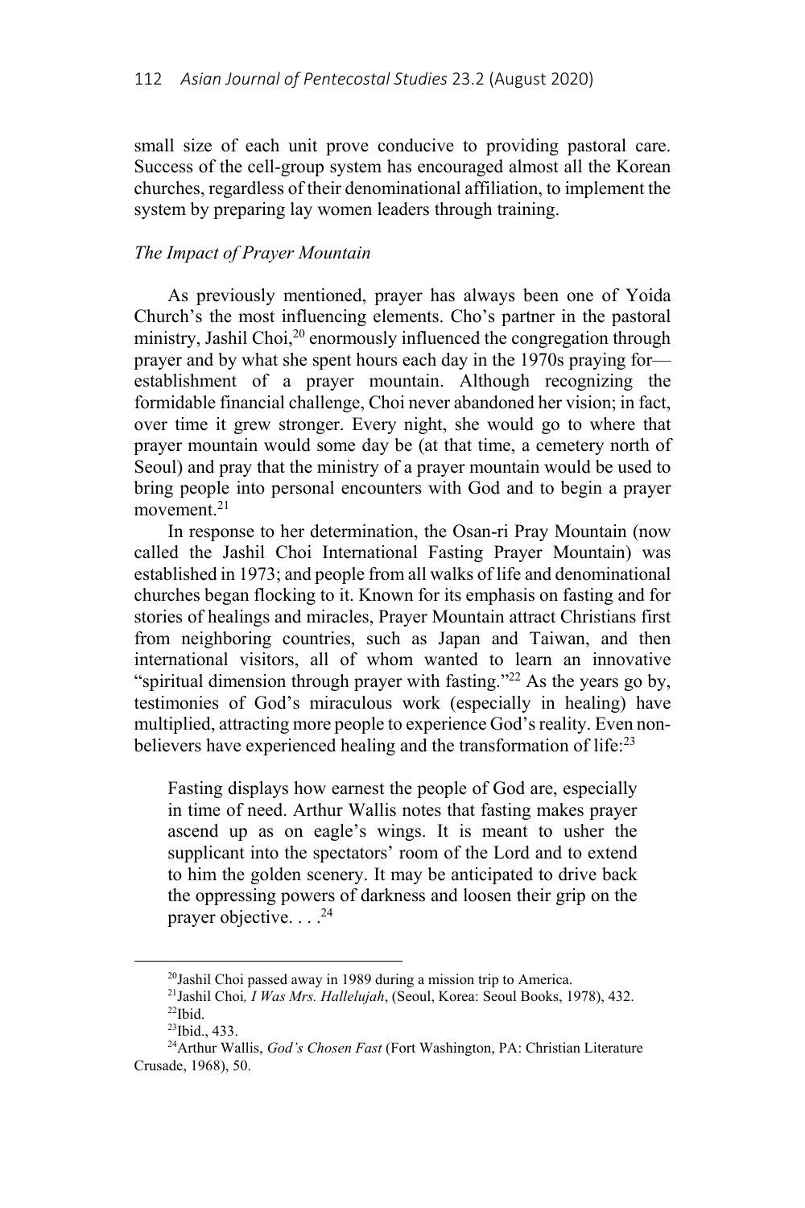small size of each unit prove conducive to providing pastoral care. Success of the cell-group system has encouraged almost all the Korean churches, regardless of their denominational affiliation, to implement the system by preparing lay women leaders through training.

*The Impact of Prayer Mountain*

As previously mentioned, prayer has always been one of Yoida Church's the most influencing elements. Cho's partner in the pastoral ministry, Jashil Choi,[20] enormously influenced the congregation through prayer and by what she spent hours each day in the 1970s praying for—establishment of a prayer mountain. Although recognizing the formidable financial challenge, Choi never abandoned her vision; in fact, over time it grew stronger. Every night, she would go to where that prayer mountain would some day be (at that time, a cemetery north of Seoul) and pray that the ministry of a prayer mountain would be used to bring people into personal encounters with God and to begin a prayer movement.[21]

In response to her determination, the Osan-ri Pray Mountain (now called the Jashil Choi International Fasting Prayer Mountain) was established in 1973; and people from all walks of life and denominational churches began flocking to it. Known for its emphasis on fasting and for stories of healings and miracles, Prayer Mountain attract Christians first from neighboring countries, such as Japan and Taiwan, and then international visitors, all of whom wanted to learn an innovative "spiritual dimension through prayer with fasting."[22] As the years go by, testimonies of God's miraculous work (especially in healing) have multiplied, attracting more people to experience God's reality. Even non-believers have experienced healing and the transformation of life:[23]

> Fasting displays how earnest the people of God are, especially in time of need. Arthur Wallis notes that fasting makes prayer ascend up as on eagle's wings. It is meant to usher the supplicant into the spectators' room of the Lord and to extend to him the golden scenery. It may be anticipated to drive back the oppressing powers of darkness and loosen their grip on the prayer objective. . . .[24]

---

[20]Jashil Choi passed away in 1989 during a mission trip to America.

[21]Jashil Choi, *I Was Mrs. Hallelujah*, (Seoul, Korea: Seoul Books, 1978), 432.

[22]Ibid.

[23]Ibid., 433.

[24]Arthur Wallis, *God's Chosen Fast* (Fort Washington, PA: Christian Literature Crusade, 1968), 50.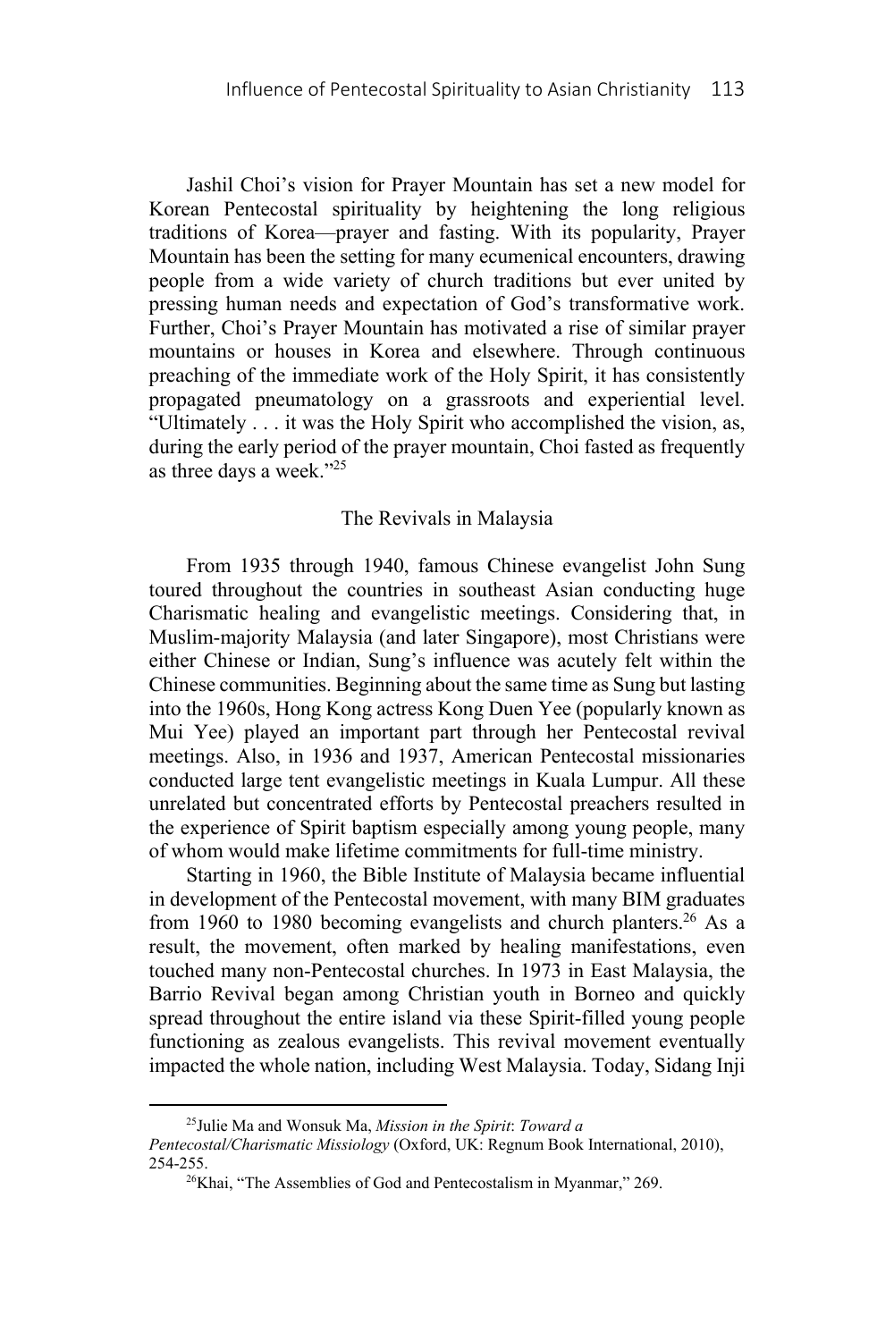Jashil Choi's vision for Prayer Mountain has set a new model for Korean Pentecostal spirituality by heightening the long religious traditions of Korea—prayer and fasting. With its popularity, Prayer Mountain has been the setting for many ecumenical encounters, drawing people from a wide variety of church traditions but ever united by pressing human needs and expectation of God's transformative work. Further, Choi's Prayer Mountain has motivated a rise of similar prayer mountains or houses in Korea and elsewhere. Through continuous preaching of the immediate work of the Holy Spirit, it has consistently propagated pneumatology on a grassroots and experiential level. "Ultimately . . . it was the Holy Spirit who accomplished the vision, as, during the early period of the prayer mountain, Choi fasted as frequently as three days a week."[25]

## The Revivals in Malaysia

From 1935 through 1940, famous Chinese evangelist John Sung toured throughout the countries in southeast Asian conducting huge Charismatic healing and evangelistic meetings. Considering that, in Muslim-majority Malaysia (and later Singapore), most Christians were either Chinese or Indian, Sung's influence was acutely felt within the Chinese communities. Beginning about the same time as Sung but lasting into the 1960s, Hong Kong actress Kong Duen Yee (popularly known as Mui Yee) played an important part through her Pentecostal revival meetings. Also, in 1936 and 1937, American Pentecostal missionaries conducted large tent evangelistic meetings in Kuala Lumpur. All these unrelated but concentrated efforts by Pentecostal preachers resulted in the experience of Spirit baptism especially among young people, many of whom would make lifetime commitments for full-time ministry.

Starting in 1960, the Bible Institute of Malaysia became influential in development of the Pentecostal movement, with many BIM graduates from 1960 to 1980 becoming evangelists and church planters.[26] As a result, the movement, often marked by healing manifestations, even touched many non-Pentecostal churches. In 1973 in East Malaysia, the Barrio Revival began among Christian youth in Borneo and quickly spread throughout the entire island via these Spirit-filled young people functioning as zealous evangelists. This revival movement eventually impacted the whole nation, including West Malaysia. Today, Sidang Inji

[25] Julie Ma and Wonsuk Ma, *Mission in the Spirit*: *Toward a Pentecostal/Charismatic Missiology* (Oxford, UK: Regnum Book International, 2010), 254-255.

[26] Khai, "The Assemblies of God and Pentecostalism in Myanmar," 269.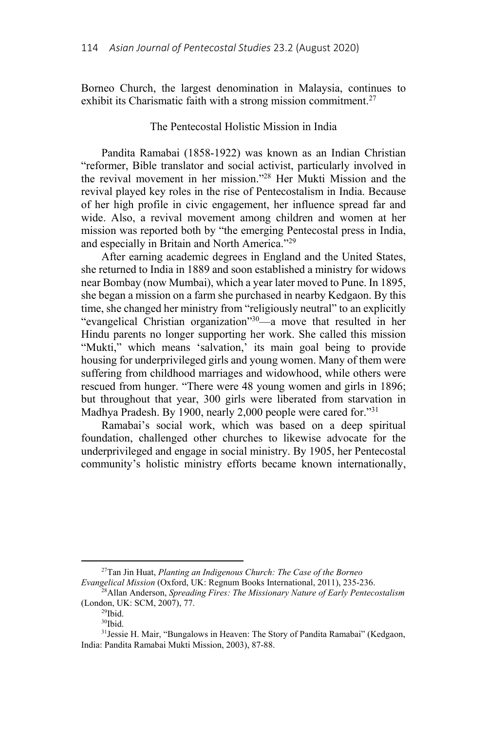Borneo Church, the largest denomination in Malaysia, continues to exhibit its Charismatic faith with a strong mission commitment.[27]

## The Pentecostal Holistic Mission in India

Pandita Ramabai (1858-1922) was known as an Indian Christian "reformer, Bible translator and social activist, particularly involved in the revival movement in her mission."[28] Her Mukti Mission and the revival played key roles in the rise of Pentecostalism in India. Because of her high profile in civic engagement, her influence spread far and wide. Also, a revival movement among children and women at her mission was reported both by "the emerging Pentecostal press in India, and especially in Britain and North America."[29]

After earning academic degrees in England and the United States, she returned to India in 1889 and soon established a ministry for widows near Bombay (now Mumbai), which a year later moved to Pune. In 1895, she began a mission on a farm she purchased in nearby Kedgaon. By this time, she changed her ministry from "religiously neutral" to an explicitly "evangelical Christian organization"[30]—a move that resulted in her Hindu parents no longer supporting her work. She called this mission "Mukti," which means 'salvation,' its main goal being to provide housing for underprivileged girls and young women. Many of them were suffering from childhood marriages and widowhood, while others were rescued from hunger. "There were 48 young women and girls in 1896; but throughout that year, 300 girls were liberated from starvation in Madhya Pradesh. By 1900, nearly 2,000 people were cared for."[31]

Ramabai's social work, which was based on a deep spiritual foundation, challenged other churches to likewise advocate for the underprivileged and engage in social ministry. By 1905, her Pentecostal community's holistic ministry efforts became known internationally,

---

[27] Tan Jin Huat, *Planting an Indigenous Church: The Case of the Borneo Evangelical Mission* (Oxford, UK: Regnum Books International, 2011), 235-236.

[28] Allan Anderson, *Spreading Fires: The Missionary Nature of Early Pentecostalism* (London, UK: SCM, 2007), 77.

[29] Ibid.

[30] Ibid.

[31] Jessie H. Mair, "Bungalows in Heaven: The Story of Pandita Ramabai" (Kedgaon, India: Pandita Ramabai Mukti Mission, 2003), 87-88.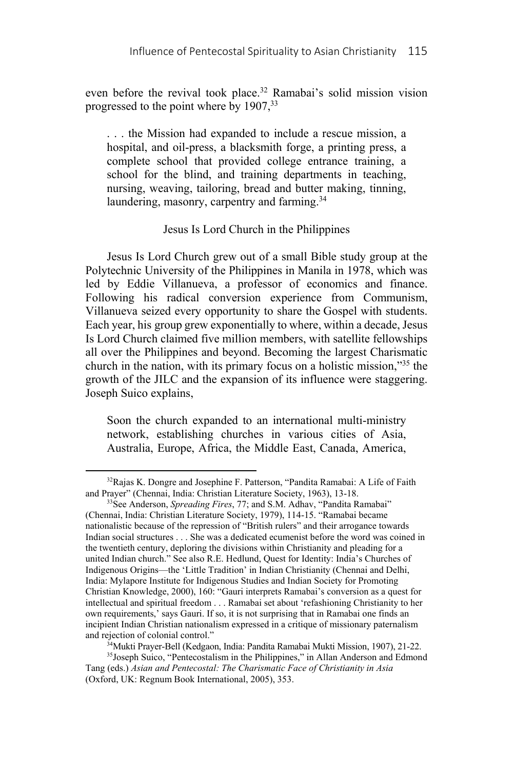even before the revival took place.[32] Ramabai's solid mission vision progressed to the point where by 1907,[33]

> . . . the Mission had expanded to include a rescue mission, a hospital, and oil-press, a blacksmith forge, a printing press, a complete school that provided college entrance training, a school for the blind, and training departments in teaching, nursing, weaving, tailoring, bread and butter making, tinning, laundering, masonry, carpentry and farming.[34]

### Jesus Is Lord Church in the Philippines

Jesus Is Lord Church grew out of a small Bible study group at the Polytechnic University of the Philippines in Manila in 1978, which was led by Eddie Villanueva, a professor of economics and finance. Following his radical conversion experience from Communism, Villanueva seized every opportunity to share the Gospel with students. Each year, his group grew exponentially to where, within a decade, Jesus Is Lord Church claimed five million members, with satellite fellowships all over the Philippines and beyond. Becoming the largest Charismatic church in the nation, with its primary focus on a holistic mission,"[35] the growth of the JILC and the expansion of its influence were staggering. Joseph Suico explains,

> Soon the church expanded to an international multi-ministry network, establishing churches in various cities of Asia, Australia, Europe, Africa, the Middle East, Canada, America,

---

[32]Rajas K. Dongre and Josephine F. Patterson, "Pandita Ramabai: A Life of Faith and Prayer" (Chennai, India: Christian Literature Society, 1963), 13-18.

[33]See Anderson, *Spreading Fires*, 77; and S.M. Adhav, "Pandita Ramabai" (Chennai, India: Christian Literature Society, 1979), 114-15. "Ramabai became nationalistic because of the repression of "British rulers" and their arrogance towards Indian social structures . . . She was a dedicated ecumenist before the word was coined in the twentieth century, deploring the divisions within Christianity and pleading for a united Indian church." See also R.E. Hedlund, Quest for Identity: India's Churches of Indigenous Origins—the 'Little Tradition' in Indian Christianity (Chennai and Delhi, India: Mylapore Institute for Indigenous Studies and Indian Society for Promoting Christian Knowledge, 2000), 160: "Gauri interprets Ramabai's conversion as a quest for intellectual and spiritual freedom . . . Ramabai set about 'refashioning Christianity to her own requirements,' says Gauri. If so, it is not surprising that in Ramabai one finds an incipient Indian Christian nationalism expressed in a critique of missionary paternalism and rejection of colonial control."

[34]Mukti Prayer-Bell (Kedgaon, India: Pandita Ramabai Mukti Mission, 1907), 21-22.

[35]Joseph Suico, "Pentecostalism in the Philippines," in Allan Anderson and Edmond Tang (eds.) *Asian and Pentecostal: The Charismatic Face of Christianity in Asia* (Oxford, UK: Regnum Book International, 2005), 353.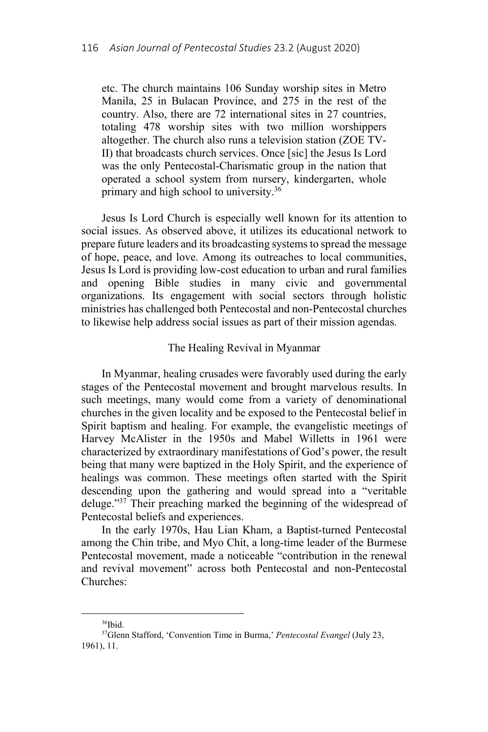> etc. The church maintains 106 Sunday worship sites in Metro Manila, 25 in Bulacan Province, and 275 in the rest of the country. Also, there are 72 international sites in 27 countries, totaling 478 worship sites with two million worshippers altogether. The church also runs a television station (ZOE TV-II) that broadcasts church services. Once [sic] the Jesus Is Lord was the only Pentecostal-Charismatic group in the nation that operated a school system from nursery, kindergarten, whole primary and high school to university.[36]

Jesus Is Lord Church is especially well known for its attention to social issues. As observed above, it utilizes its educational network to prepare future leaders and its broadcasting systems to spread the message of hope, peace, and love. Among its outreaches to local communities, Jesus Is Lord is providing low-cost education to urban and rural families and opening Bible studies in many civic and governmental organizations. Its engagement with social sectors through holistic ministries has challenged both Pentecostal and non-Pentecostal churches to likewise help address social issues as part of their mission agendas.

## The Healing Revival in Myanmar

In Myanmar, healing crusades were favorably used during the early stages of the Pentecostal movement and brought marvelous results. In such meetings, many would come from a variety of denominational churches in the given locality and be exposed to the Pentecostal belief in Spirit baptism and healing. For example, the evangelistic meetings of Harvey McAlister in the 1950s and Mabel Willetts in 1961 were characterized by extraordinary manifestations of God's power, the result being that many were baptized in the Holy Spirit, and the experience of healings was common. These meetings often started with the Spirit descending upon the gathering and would spread into a "veritable deluge."[37] Their preaching marked the beginning of the widespread of Pentecostal beliefs and experiences.

In the early 1970s, Hau Lian Kham, a Baptist-turned Pentecostal among the Chin tribe, and Myo Chit, a long-time leader of the Burmese Pentecostal movement, made a noticeable "contribution in the renewal and revival movement" across both Pentecostal and non-Pentecostal Churches:

---

[36] Ibid.

[37] Glenn Stafford, 'Convention Time in Burma,' *Pentecostal Evangel* (July 23, 1961), 11.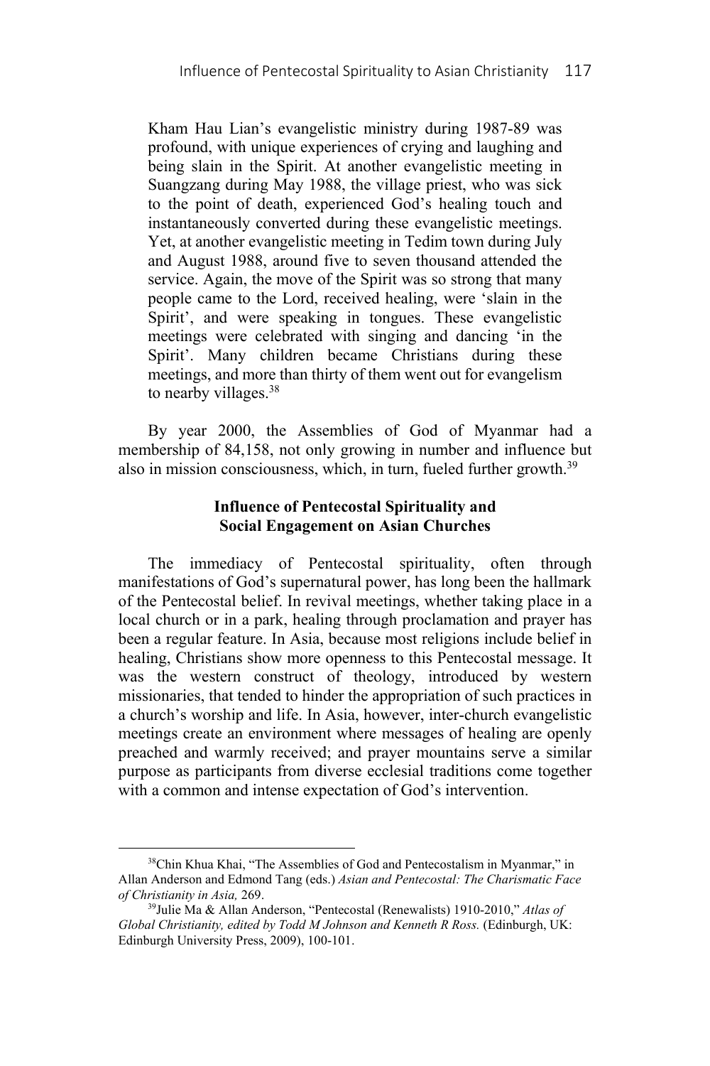> Kham Hau Lian's evangelistic ministry during 1987-89 was profound, with unique experiences of crying and laughing and being slain in the Spirit. At another evangelistic meeting in Suangzang during May 1988, the village priest, who was sick to the point of death, experienced God's healing touch and instantaneously converted during these evangelistic meetings. Yet, at another evangelistic meeting in Tedim town during July and August 1988, around five to seven thousand attended the service. Again, the move of the Spirit was so strong that many people came to the Lord, received healing, were 'slain in the Spirit', and were speaking in tongues. These evangelistic meetings were celebrated with singing and dancing 'in the Spirit'. Many children became Christians during these meetings, and more than thirty of them went out for evangelism to nearby villages.[38]

By year 2000, the Assemblies of God of Myanmar had a membership of 84,158, not only growing in number and influence but also in mission consciousness, which, in turn, fueled further growth.[39]

### Influence of Pentecostal Spirituality and Social Engagement on Asian Churches

The immediacy of Pentecostal spirituality, often through manifestations of God's supernatural power, has long been the hallmark of the Pentecostal belief. In revival meetings, whether taking place in a local church or in a park, healing through proclamation and prayer has been a regular feature. In Asia, because most religions include belief in healing, Christians show more openness to this Pentecostal message. It was the western construct of theology, introduced by western missionaries, that tended to hinder the appropriation of such practices in a church's worship and life. In Asia, however, inter-church evangelistic meetings create an environment where messages of healing are openly preached and warmly received; and prayer mountains serve a similar purpose as participants from diverse ecclesial traditions come together with a common and intense expectation of God's intervention.

---

[38] Chin Khua Khai, "The Assemblies of God and Pentecostalism in Myanmar," in Allan Anderson and Edmond Tang (eds.) *Asian and Pentecostal: The Charismatic Face of Christianity in Asia,* 269.

[39] Julie Ma & Allan Anderson, "Pentecostal (Renewalists) 1910-2010," *Atlas of Global Christianity, edited by Todd M Johnson and Kenneth R Ross.* (Edinburgh, UK: Edinburgh University Press, 2009), 100-101.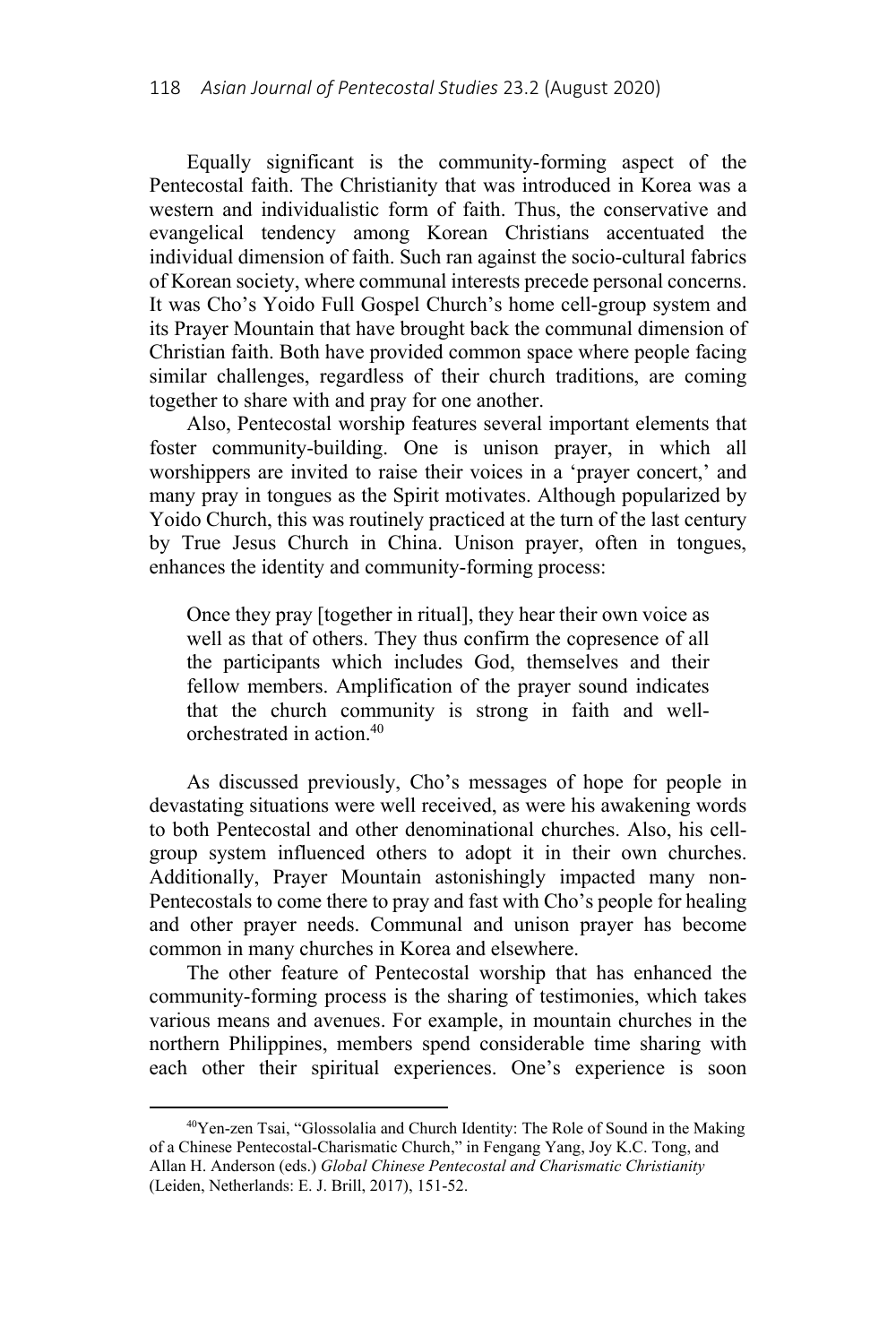Equally significant is the community-forming aspect of the Pentecostal faith. The Christianity that was introduced in Korea was a western and individualistic form of faith. Thus, the conservative and evangelical tendency among Korean Christians accentuated the individual dimension of faith. Such ran against the socio-cultural fabrics of Korean society, where communal interests precede personal concerns. It was Cho's Yoido Full Gospel Church's home cell-group system and its Prayer Mountain that have brought back the communal dimension of Christian faith. Both have provided common space where people facing similar challenges, regardless of their church traditions, are coming together to share with and pray for one another.

Also, Pentecostal worship features several important elements that foster community-building. One is unison prayer, in which all worshippers are invited to raise their voices in a 'prayer concert,' and many pray in tongues as the Spirit motivates. Although popularized by Yoido Church, this was routinely practiced at the turn of the last century by True Jesus Church in China. Unison prayer, often in tongues, enhances the identity and community-forming process:

> Once they pray [together in ritual], they hear their own voice as well as that of others. They thus confirm the copresence of all the participants which includes God, themselves and their fellow members. Amplification of the prayer sound indicates that the church community is strong in faith and well-orchestrated in action.[40]

As discussed previously, Cho's messages of hope for people in devastating situations were well received, as were his awakening words to both Pentecostal and other denominational churches. Also, his cell-group system influenced others to adopt it in their own churches. Additionally, Prayer Mountain astonishingly impacted many non-Pentecostals to come there to pray and fast with Cho's people for healing and other prayer needs. Communal and unison prayer has become common in many churches in Korea and elsewhere.

The other feature of Pentecostal worship that has enhanced the community-forming process is the sharing of testimonies, which takes various means and avenues. For example, in mountain churches in the northern Philippines, members spend considerable time sharing with each other their spiritual experiences. One's experience is soon

---

[40] Yen-zen Tsai, "Glossolalia and Church Identity: The Role of Sound in the Making of a Chinese Pentecostal-Charismatic Church," in Fengang Yang, Joy K.C. Tong, and Allan H. Anderson (eds.) *Global Chinese Pentecostal and Charismatic Christianity* (Leiden, Netherlands: E. J. Brill, 2017), 151-52.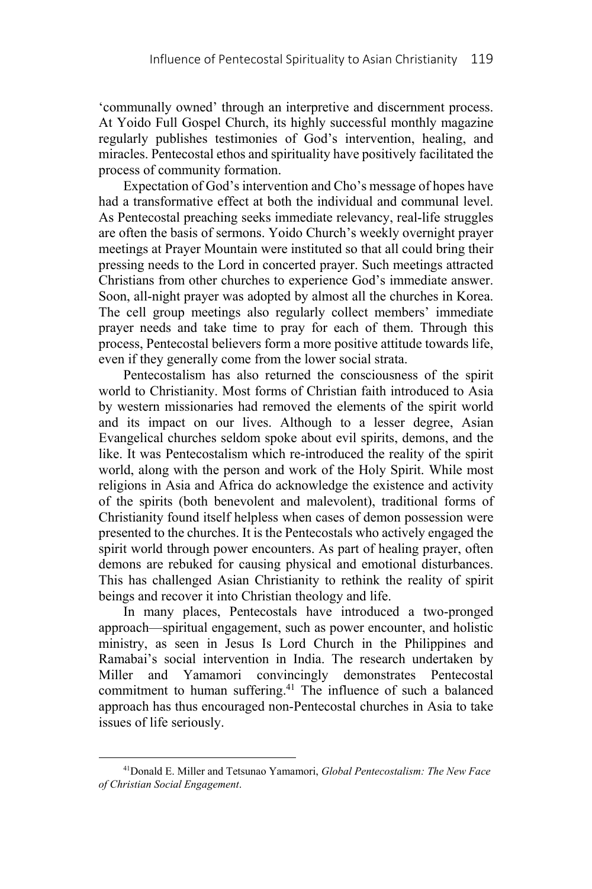'communally owned' through an interpretive and discernment process. At Yoido Full Gospel Church, its highly successful monthly magazine regularly publishes testimonies of God's intervention, healing, and miracles. Pentecostal ethos and spirituality have positively facilitated the process of community formation.

Expectation of God's intervention and Cho's message of hopes have had a transformative effect at both the individual and communal level. As Pentecostal preaching seeks immediate relevancy, real-life struggles are often the basis of sermons. Yoido Church's weekly overnight prayer meetings at Prayer Mountain were instituted so that all could bring their pressing needs to the Lord in concerted prayer. Such meetings attracted Christians from other churches to experience God's immediate answer. Soon, all-night prayer was adopted by almost all the churches in Korea. The cell group meetings also regularly collect members' immediate prayer needs and take time to pray for each of them. Through this process, Pentecostal believers form a more positive attitude towards life, even if they generally come from the lower social strata.

Pentecostalism has also returned the consciousness of the spirit world to Christianity. Most forms of Christian faith introduced to Asia by western missionaries had removed the elements of the spirit world and its impact on our lives. Although to a lesser degree, Asian Evangelical churches seldom spoke about evil spirits, demons, and the like. It was Pentecostalism which re-introduced the reality of the spirit world, along with the person and work of the Holy Spirit. While most religions in Asia and Africa do acknowledge the existence and activity of the spirits (both benevolent and malevolent), traditional forms of Christianity found itself helpless when cases of demon possession were presented to the churches. It is the Pentecostals who actively engaged the spirit world through power encounters. As part of healing prayer, often demons are rebuked for causing physical and emotional disturbances. This has challenged Asian Christianity to rethink the reality of spirit beings and recover it into Christian theology and life.

In many places, Pentecostals have introduced a two-pronged approach—spiritual engagement, such as power encounter, and holistic ministry, as seen in Jesus Is Lord Church in the Philippines and Ramabai's social intervention in India. The research undertaken by Miller and Yamamori convincingly demonstrates Pentecostal commitment to human suffering.[41] The influence of such a balanced approach has thus encouraged non-Pentecostal churches in Asia to take issues of life seriously.

[41]Donald E. Miller and Tetsunao Yamamori, *Global Pentecostalism: The New Face of Christian Social Engagement*.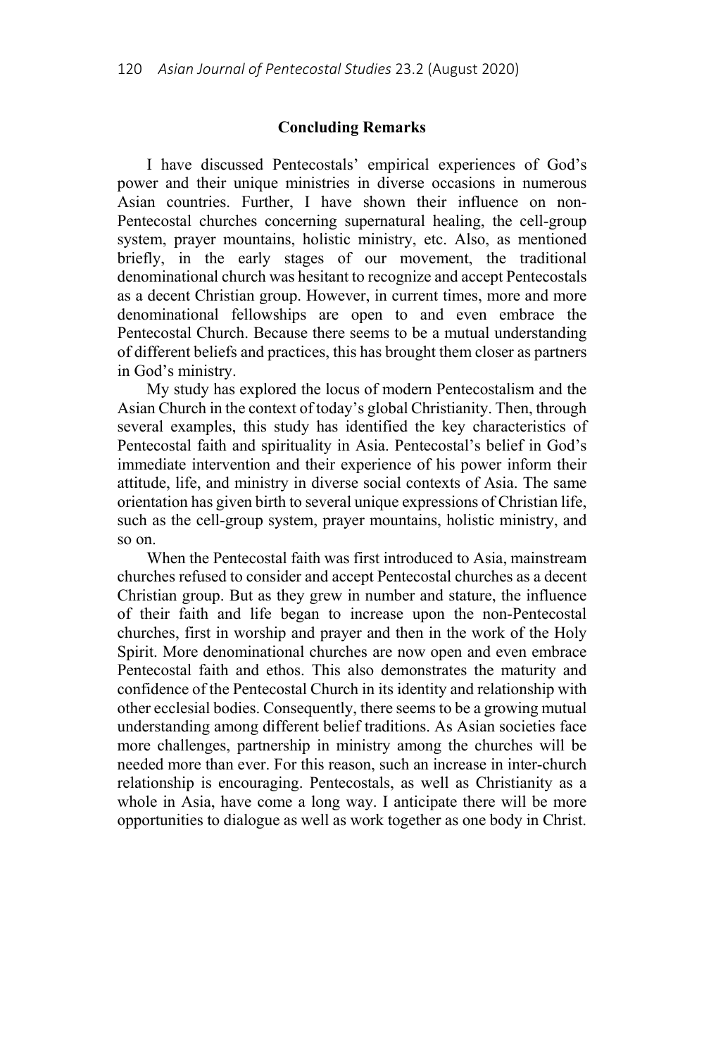## Concluding Remarks

I have discussed Pentecostals' empirical experiences of God's power and their unique ministries in diverse occasions in numerous Asian countries. Further, I have shown their influence on non-Pentecostal churches concerning supernatural healing, the cell-group system, prayer mountains, holistic ministry, etc. Also, as mentioned briefly, in the early stages of our movement, the traditional denominational church was hesitant to recognize and accept Pentecostals as a decent Christian group. However, in current times, more and more denominational fellowships are open to and even embrace the Pentecostal Church. Because there seems to be a mutual understanding of different beliefs and practices, this has brought them closer as partners in God's ministry.

My study has explored the locus of modern Pentecostalism and the Asian Church in the context of today's global Christianity. Then, through several examples, this study has identified the key characteristics of Pentecostal faith and spirituality in Asia. Pentecostal's belief in God's immediate intervention and their experience of his power inform their attitude, life, and ministry in diverse social contexts of Asia. The same orientation has given birth to several unique expressions of Christian life, such as the cell-group system, prayer mountains, holistic ministry, and so on.

When the Pentecostal faith was first introduced to Asia, mainstream churches refused to consider and accept Pentecostal churches as a decent Christian group. But as they grew in number and stature, the influence of their faith and life began to increase upon the non-Pentecostal churches, first in worship and prayer and then in the work of the Holy Spirit. More denominational churches are now open and even embrace Pentecostal faith and ethos. This also demonstrates the maturity and confidence of the Pentecostal Church in its identity and relationship with other ecclesial bodies. Consequently, there seems to be a growing mutual understanding among different belief traditions. As Asian societies face more challenges, partnership in ministry among the churches will be needed more than ever. For this reason, such an increase in inter-church relationship is encouraging. Pentecostals, as well as Christianity as a whole in Asia, have come a long way. I anticipate there will be more opportunities to dialogue as well as work together as one body in Christ.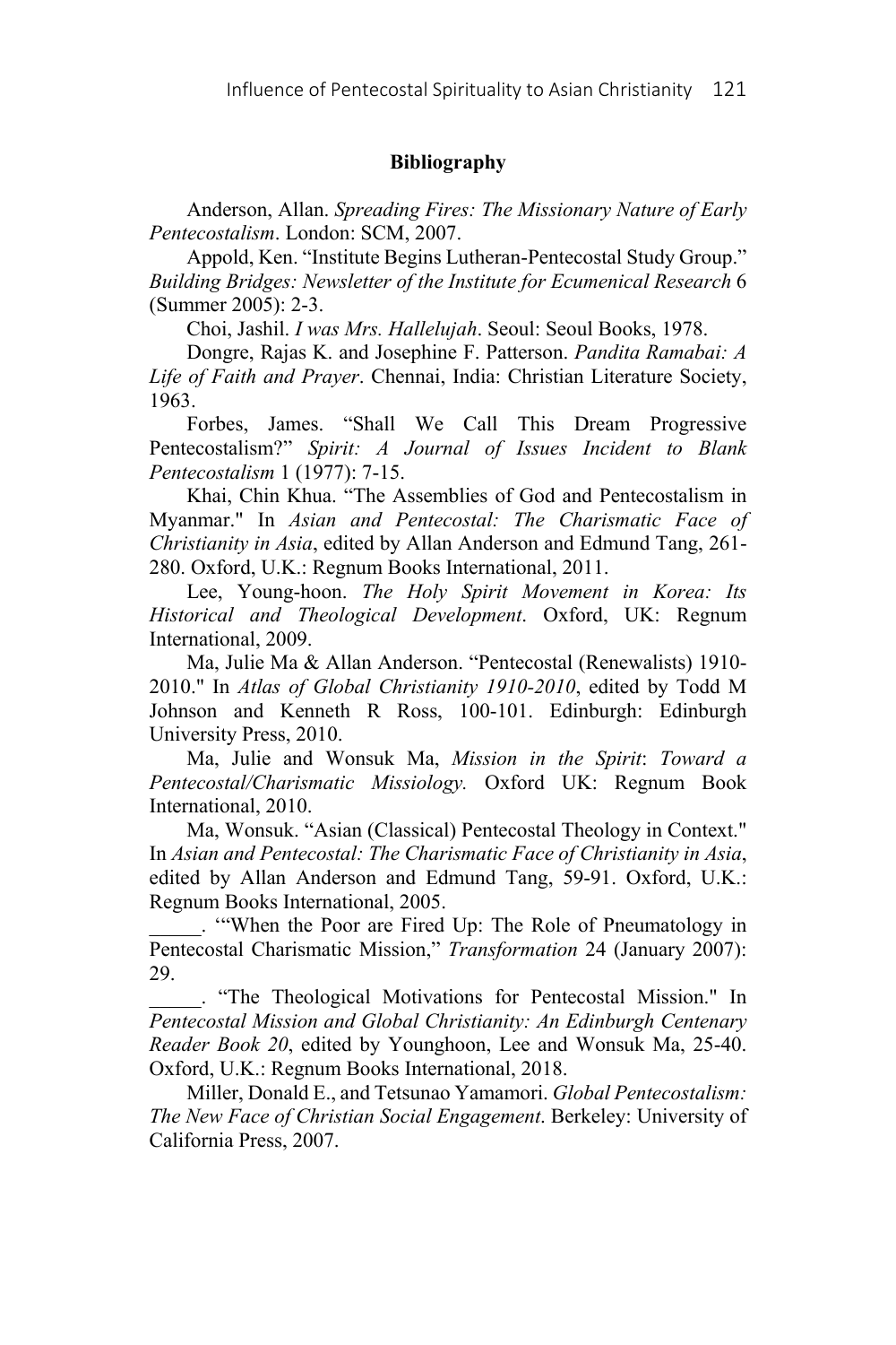**Bibliography**

Anderson, Allan. *Spreading Fires: The Missionary Nature of Early Pentecostalism*. London: SCM, 2007.

Appold, Ken. "Institute Begins Lutheran-Pentecostal Study Group." *Building Bridges: Newsletter of the Institute for Ecumenical Research* 6 (Summer 2005): 2-3.

Choi, Jashil. *I was Mrs. Hallelujah*. Seoul: Seoul Books, 1978.

Dongre, Rajas K. and Josephine F. Patterson. *Pandita Ramabai: A Life of Faith and Prayer*. Chennai, India: Christian Literature Society, 1963.

Forbes, James. "Shall We Call This Dream Progressive Pentecostalism?" *Spirit: A Journal of Issues Incident to Blank Pentecostalism* 1 (1977): 7-15.

Khai, Chin Khua. "The Assemblies of God and Pentecostalism in Myanmar." In *Asian and Pentecostal: The Charismatic Face of Christianity in Asia*, edited by Allan Anderson and Edmund Tang, 261-280. Oxford, U.K.: Regnum Books International, 2011.

Lee, Young-hoon. *The Holy Spirit Movement in Korea: Its Historical and Theological Development*. Oxford, UK: Regnum International, 2009.

Ma, Julie Ma & Allan Anderson. "Pentecostal (Renewalists) 1910-2010." In *Atlas of Global Christianity 1910-2010*, edited by Todd M Johnson and Kenneth R Ross, 100-101. Edinburgh: Edinburgh University Press, 2010.

Ma, Julie and Wonsuk Ma, *Mission in the Spirit*: *Toward a Pentecostal/Charismatic Missiology.* Oxford UK: Regnum Book International, 2010.

Ma, Wonsuk. "Asian (Classical) Pentecostal Theology in Context." In *Asian and Pentecostal: The Charismatic Face of Christianity in Asia*, edited by Allan Anderson and Edmund Tang, 59-91. Oxford, U.K.: Regnum Books International, 2005.

_____. '"When the Poor are Fired Up: The Role of Pneumatology in Pentecostal Charismatic Mission," *Transformation* 24 (January 2007): 29.

_____. "The Theological Motivations for Pentecostal Mission." In *Pentecostal Mission and Global Christianity: An Edinburgh Centenary Reader Book 20*, edited by Younghoon, Lee and Wonsuk Ma, 25-40. Oxford, U.K.: Regnum Books International, 2018.

Miller, Donald E., and Tetsunao Yamamori. *Global Pentecostalism: The New Face of Christian Social Engagement*. Berkeley: University of California Press, 2007.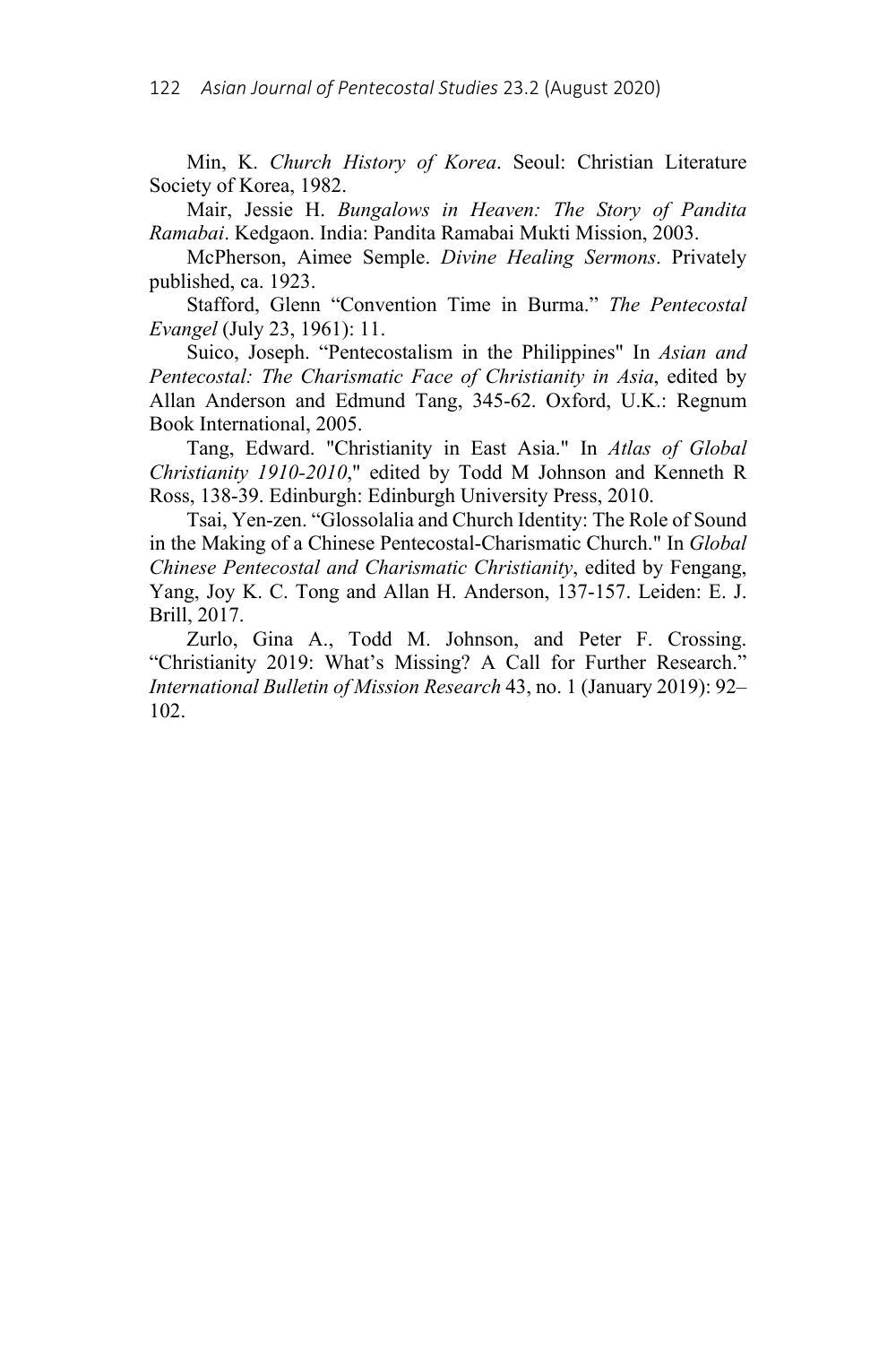Min, K. *Church History of Korea*. Seoul: Christian Literature Society of Korea, 1982.

Mair, Jessie H. *Bungalows in Heaven: The Story of Pandita Ramabai*. Kedgaon. India: Pandita Ramabai Mukti Mission, 2003.

McPherson, Aimee Semple. *Divine Healing Sermons*. Privately published, ca. 1923.

Stafford, Glenn "Convention Time in Burma." *The Pentecostal Evangel* (July 23, 1961): 11.

Suico, Joseph. "Pentecostalism in the Philippines" In *Asian and Pentecostal: The Charismatic Face of Christianity in Asia*, edited by Allan Anderson and Edmund Tang, 345-62. Oxford, U.K.: Regnum Book International, 2005.

Tang, Edward. "Christianity in East Asia." In *Atlas of Global Christianity 1910-2010*," edited by Todd M Johnson and Kenneth R Ross, 138-39. Edinburgh: Edinburgh University Press, 2010.

Tsai, Yen-zen. "Glossolalia and Church Identity: The Role of Sound in the Making of a Chinese Pentecostal-Charismatic Church." In *Global Chinese Pentecostal and Charismatic Christianity*, edited by Fengang, Yang, Joy K. C. Tong and Allan H. Anderson, 137-157. Leiden: E. J. Brill, 2017.

Zurlo, Gina A., Todd M. Johnson, and Peter F. Crossing. "Christianity 2019: What's Missing? A Call for Further Research." *International Bulletin of Mission Research* 43, no. 1 (January 2019): 92–102.